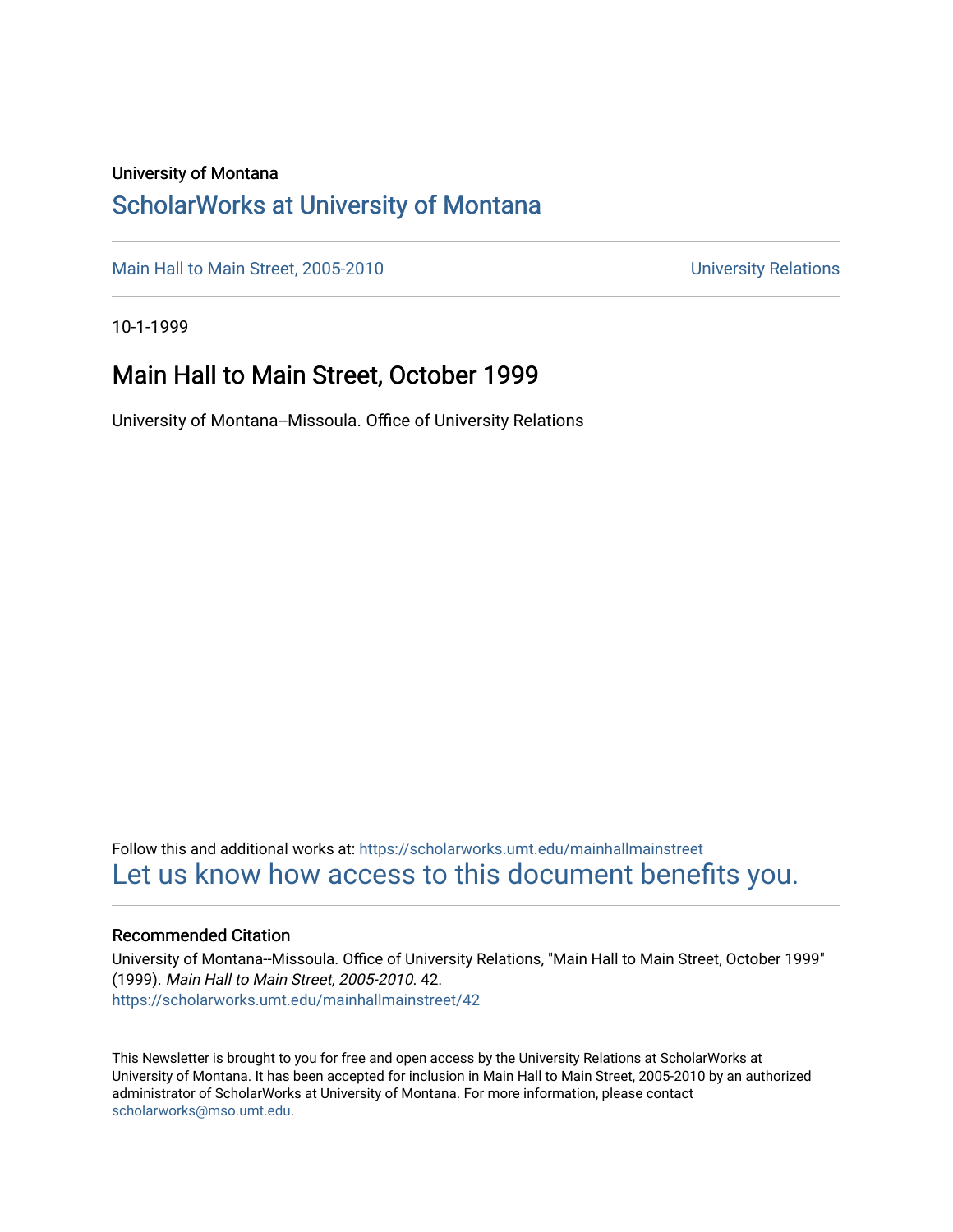University of Montana

# ScholarWorks at University of Montana

Main Hall to Main Street, 2005-2010 | University Relations

10-1-1999

## Main Hall to Main Street, October 1999

University of Montana--Missoula. Office of University Relations

Follow this and additional works at: https://scholarworks.umt.edu/mainhallmainstreet

Let us know how access to this document benefits you.

### Recommended Citation

University of Montana--Missoula. Office of University Relations, "Main Hall to Main Street, October 1999" (1999). *Main Hall to Main Street, 2005-2010*. 42.
https://scholarworks.umt.edu/mainhallmainstreet/42

This Newsletter is brought to you for free and open access by the University Relations at ScholarWorks at University of Montana. It has been accepted for inclusion in Main Hall to Main Street, 2005-2010 by an authorized administrator of ScholarWorks at University of Montana. For more information, please contact scholarworks@mso.umt.edu.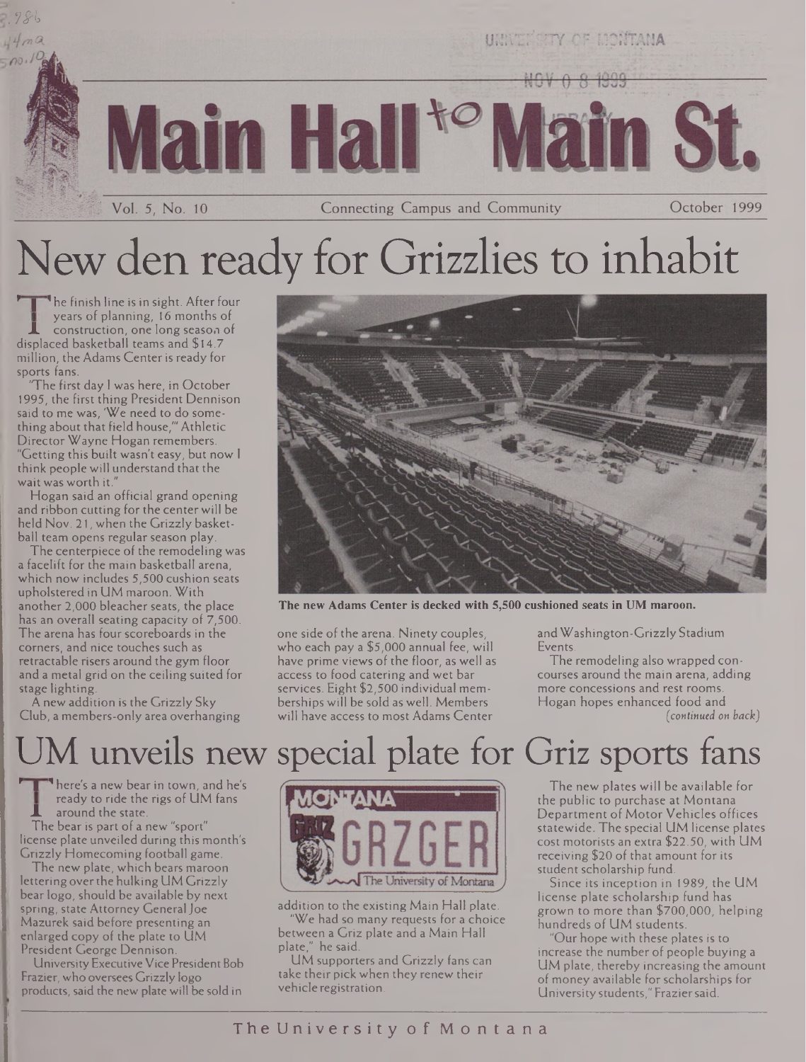# Main Hall to Main St.

Vol. 5, No. 10 — Connecting Campus and Community — October 1999

# New den ready for Grizzlies to inhabit

The finish line is in sight. After four years of planning, 16 months of construction, one long season of displaced basketball teams and $14.7 million, the Adams Center is ready for sports fans.

"The first day I was here, in October 1995, the first thing President Dennison said to me was, 'We need to do something about that field house,'" Athletic Director Wayne Hogan remembers. "Getting this built wasn't easy, but now I think people will understand that the wait was worth it."

Hogan said an official grand opening and ribbon cutting for the center will be held Nov. 21, when the Grizzly basketball team opens regular season play.

The centerpiece of the remodeling was a facelift for the main basketball arena, which now includes 5,500 cushion seats upholstered in UM maroon. With another 2,000 bleacher seats, the place has an overall seating capacity of 7,500. The arena has four scoreboards in the corners, and nice touches such as retractable risers around the gym floor and a metal grid on the ceiling suited for stage lighting.

A new addition is the Grizzly Sky Club, a members-only area overhanging one side of the arena. Ninety couples, who each pay a $5,000 annual fee, will have prime views of the floor, as well as access to food catering and wet bar services. Eight $2,500 individual memberships will be sold as well. Members will have access to most Adams Center and Washington-Grizzly Stadium Events.

The remodeling also wrapped concourses around the main arena, adding more concessions and rest rooms. Hogan hopes enhanced food and *(continued on back)*

**The new Adams Center is decked with 5,500 cushioned seats in UM maroon.**

# UM unveils new special plate for Griz sports fans

There's a new bear in town, and he's ready to ride the rigs of UM fans around the state.

The bear is part of a new "sport" license plate unveiled during this month's Grizzly Homecoming football game.

The new plate, which bears maroon lettering over the hulking UM Grizzly bear logo, should be available by next spring, state Attorney General Joe Mazurek said before presenting an enlarged copy of the plate to UM President George Dennison.

University Executive Vice President Bob Frazier, who oversees Grizzly logo products, said the new plate will be sold in addition to the existing Main Hall plate.

"We had so many requests for a choice between a Griz plate and a Main Hall plate," he said.

UM supporters and Grizzly fans can take their pick when they renew their vehicle registration.

The new plates will be available for the public to purchase at Montana Department of Motor Vehicles offices statewide. The special UM license plates cost motorists an extra $22.50, with UM receiving $20 of that amount for its student scholarship fund.

Since its inception in 1989, the UM license plate scholarship fund has grown to more than $700,000, helping hundreds of UM students.

"Our hope with these plates is to increase the number of people buying a UM plate, thereby increasing the amount of money available for scholarships for University students," Frazier said.

The University of Montana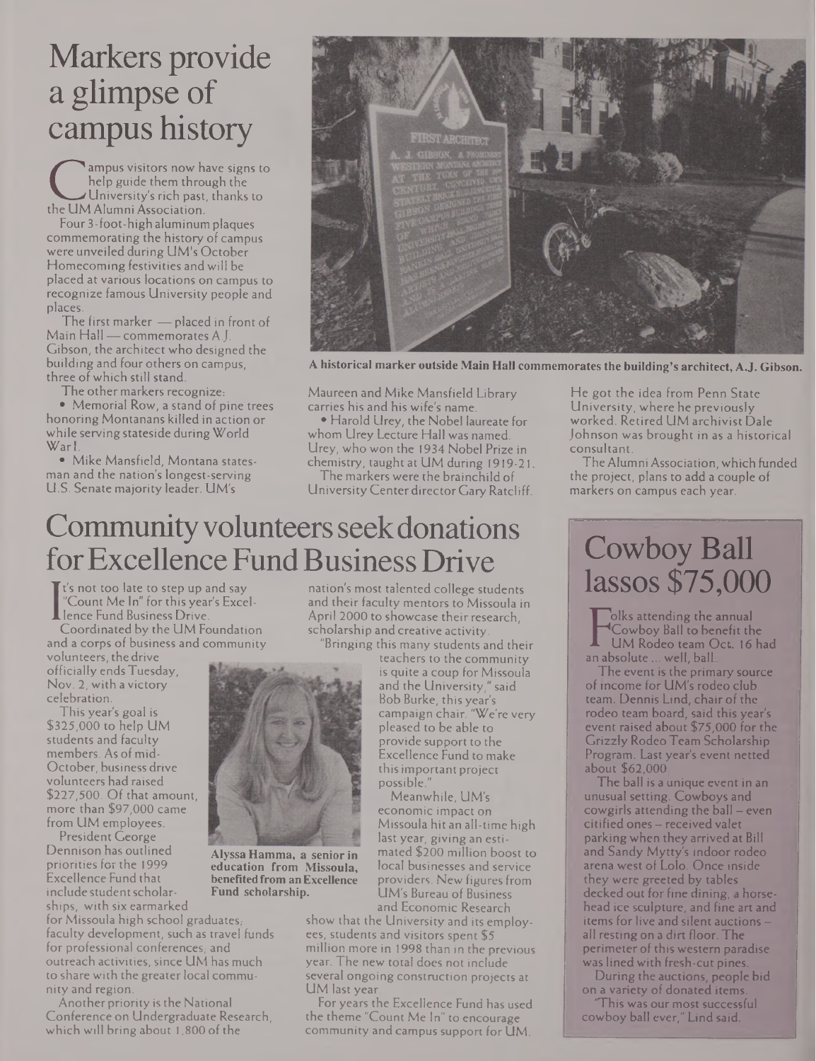# Markers provide a glimpse of campus history

Campus visitors now have signs to help guide them through the University's rich past, thanks to the UM Alumni Association.

Four 3-foot-high aluminum plaques commemorating the history of campus were unveiled during UM's October Homecoming festivities and will be placed at various locations on campus to recognize famous University people and places.

The first marker — placed in front of Main Hall — commemorates A.J. Gibson, the architect who designed the building and four others on campus, three of which still stand.

The other markers recognize:

- Memorial Row, a stand of pine trees honoring Montanans killed in action or while serving stateside during World War I.
- Mike Mansfield, Montana statesman and the nation's longest-serving U.S. Senate majority leader. UM's Maureen and Mike Mansfield Library carries his and his wife's name.
- Harold Urey, the Nobel laureate for whom Urey Lecture Hall was named. Urey, who won the 1934 Nobel Prize in chemistry, taught at UM during 1919-21.

The markers were the brainchild of University Center director Gary Ratcliff. He got the idea from Penn State University, where he previously worked. Retired UM archivist Dale Johnson was brought in as a historical consultant.

The Alumni Association, which funded the project, plans to add a couple of markers on campus each year.

**A historical marker outside Main Hall commemorates the building's architect, A.J. Gibson.**

# Community volunteers seek donations for Excellence Fund Business Drive

It's not too late to step up and say "Count Me In" for this year's Excellence Fund Business Drive.

Coordinated by the UM Foundation and a corps of business and community volunteers, the drive officially ends Tuesday, Nov. 2, with a victory celebration.

This year's goal is $325,000 to help UM students and faculty members. As of mid-October, business drive volunteers had raised $227,500. Of that amount, more than $97,000 came from UM employees.

President George Dennison has outlined priorities for the 1999 Excellence Fund that include student scholarships, with six earmarked for Missoula high school graduates; faculty development, such as travel funds for professional conferences; and outreach activities, since UM has much to share with the greater local community and region.

Another priority is the National Conference on Undergraduate Research, which will bring about 1,800 of the nation's most talented college students and their faculty mentors to Missoula in April 2000 to showcase their research, scholarship and creative activity.

"Bringing this many students and their teachers to the community is quite a coup for Missoula and the University," said Bob Burke, this year's campaign chair. "We're very pleased to be able to provide support to the Excellence Fund to make this important project possible."

Meanwhile, UM's economic impact on Missoula hit an all-time high last year, giving an estimated $200 million boost to local businesses and service providers. New figures from UM's Bureau of Business and Economic Research show that the University and its employees, students and visitors spent $5 million more in 1998 than in the previous year. The new total does not include several ongoing construction projects at UM last year.

For years the Excellence Fund has used the theme "Count Me In" to encourage community and campus support for UM.

**Alyssa Hamma, a senior in education from Missoula, benefited from an Excellence Fund scholarship.**

# Cowboy Ball lassos $75,000

Folks attending the annual Cowboy Ball to benefit the UM Rodeo team Oct. 16 had an absolute ... well, ball.

The event is the primary source of income for UM's rodeo club team. Dennis Lind, chair of the rodeo team board, said this year's event raised about $75,000 for the Grizzly Rodeo Team Scholarship Program. Last year's event netted about $62,000.

The ball is a unique event in an unusual setting. Cowboys and cowgirls attending the ball – even citified ones – received valet parking when they arrived at Bill and Sandy Mytty's indoor rodeo arena west of Lolo. Once inside they were greeted by tables decked out for fine dining, a horsehead ice sculpture, and fine art and items for live and silent auctions – all resting on a dirt floor. The perimeter of this western paradise was lined with fresh-cut pines.

During the auctions, people bid on a variety of donated items.

"This was our most successful cowboy ball ever," Lind said.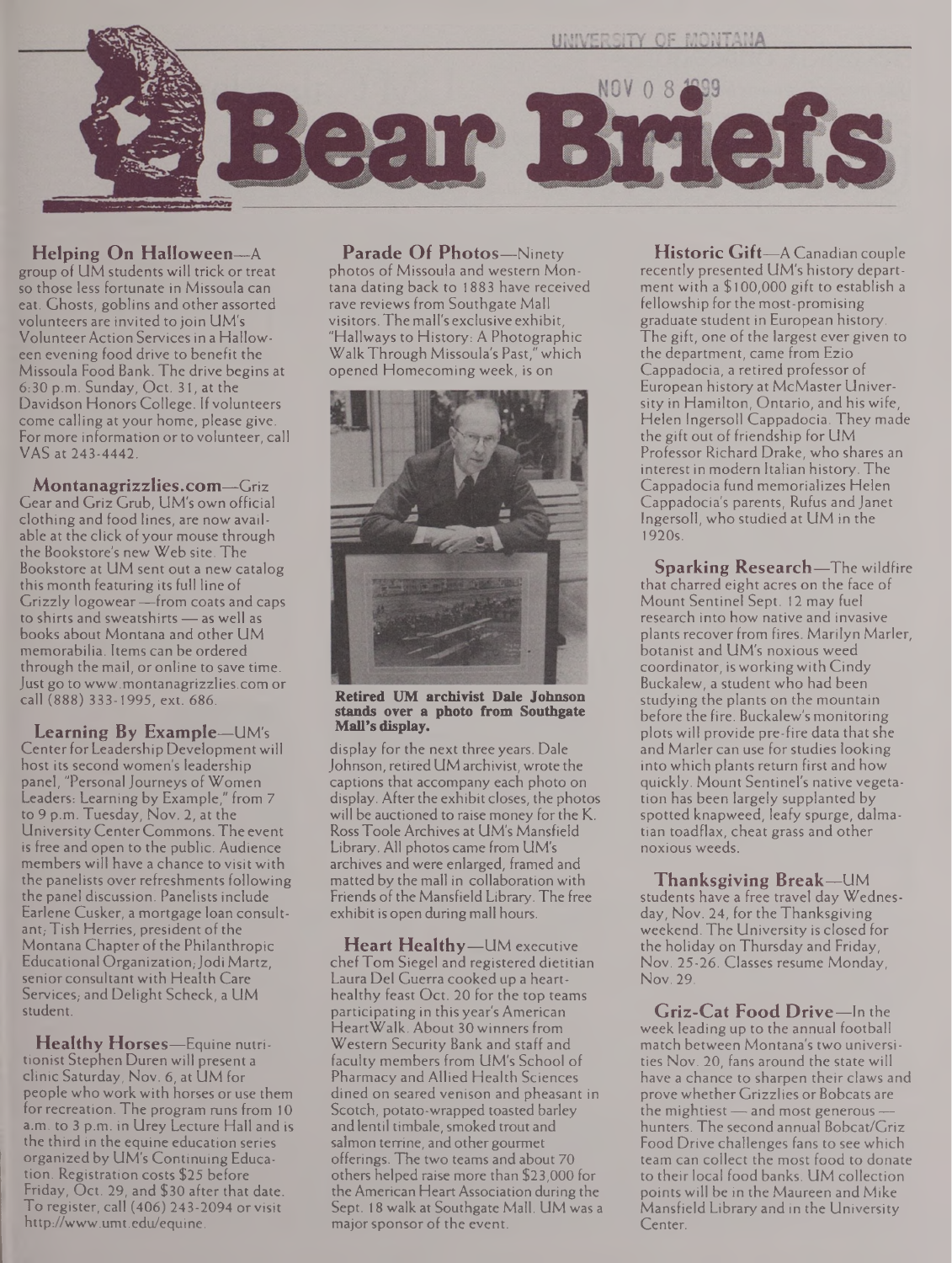# Bear Briefs

**Helping On Halloween**—A group of UM students will trick or treat so those less fortunate in Missoula can eat. Ghosts, goblins and other assorted volunteers are invited to join UM's Volunteer Action Services in a Halloween evening food drive to benefit the Missoula Food Bank. The drive begins at 6:30 p.m. Sunday, Oct. 31, at the Davidson Honors College. If volunteers come calling at your home, please give. For more information or to volunteer, call VAS at 243-4442.

**Montanagrizzlies.com**—Griz Gear and Griz Grub, UM's own official clothing and food lines, are now available at the click of your mouse through the Bookstore's new Web site. The Bookstore at UM sent out a new catalog this month featuring its full line of Grizzly logowear—from coats and caps to shirts and sweatshirts—as well as books about Montana and other UM memorabilia. Items can be ordered through the mail, or online to save time. Just go to www.montanagrizzlies.com or call (888) 333-1995, ext. 686.

**Learning By Example**—UM's Center for Leadership Development will host its second women's leadership panel, "Personal Journeys of Women Leaders: Learning by Example," from 7 to 9 p.m. Tuesday, Nov. 2, at the University Center Commons. The event is free and open to the public. Audience members will have a chance to visit with the panelists over refreshments following the panel discussion. Panelists include Earlene Cusker, a mortgage loan consultant; Tish Herries, president of the Montana Chapter of the Philanthropic Educational Organization; Jodi Martz, senior consultant with Health Care Services; and Delight Scheck, a UM student.

**Healthy Horses**—Equine nutritionist Stephen Duren will present a clinic Saturday, Nov. 6, at UM for people who work with horses or use them for recreation. The program runs from 10 a.m. to 3 p.m. in Urey Lecture Hall and is the third in the equine education series organized by UM's Continuing Education. Registration costs $25 before Friday, Oct. 29, and $30 after that date. To register, call (406) 243-2094 or visit http://www.umt.edu/equine.

**Parade Of Photos**—Ninety photos of Missoula and western Montana dating back to 1883 have received rave reviews from Southgate Mall visitors. The mall's exclusive exhibit, "Hallways to History: A Photographic Walk Through Missoula's Past," which opened Homecoming week, is on display for the next three years. Dale Johnson, retired UM archivist, wrote the captions that accompany each photo on display. After the exhibit closes, the photos will be auctioned to raise money for the K. Ross Toole Archives at UM's Mansfield Library. All photos came from UM's archives and were enlarged, framed and matted by the mall in collaboration with Friends of the Mansfield Library. The free exhibit is open during mall hours.

**Retired UM archivist Dale Johnson stands over a photo from Southgate Mall's display.**

**Heart Healthy**—UM executive chef Tom Siegel and registered dietitian Laura Del Guerra cooked up a heart-healthy feast Oct. 20 for the top teams participating in this year's American HeartWalk. About 30 winners from Western Security Bank and staff and faculty members from UM's School of Pharmacy and Allied Health Sciences dined on seared venison and pheasant in Scotch, potato-wrapped toasted barley and lentil timbale, smoked trout and salmon terrine, and other gourmet offerings. The two teams and about 70 others helped raise more than $23,000 for the American Heart Association during the Sept. 18 walk at Southgate Mall. UM was a major sponsor of the event.

**Historic Gift**—A Canadian couple recently presented UM's history department with a $100,000 gift to establish a fellowship for the most-promising graduate student in European history. The gift, one of the largest ever given to the department, came from Ezio Cappadocia, a retired professor of European history at McMaster University in Hamilton, Ontario, and his wife, Helen Ingersoll Cappadocia. They made the gift out of friendship for UM Professor Richard Drake, who shares an interest in modern Italian history. The Cappadocia fund memorializes Helen Cappadocia's parents, Rufus and Janet Ingersoll, who studied at UM in the 1920s.

**Sparking Research**—The wildfire that charred eight acres on the face of Mount Sentinel Sept. 12 may fuel research into how native and invasive plants recover from fires. Marilyn Marler, botanist and UM's noxious weed coordinator, is working with Cindy Buckalew, a student who had been studying the plants on the mountain before the fire. Buckalew's monitoring plots will provide pre-fire data that she and Marler can use for studies looking into which plants return first and how quickly. Mount Sentinel's native vegetation has been largely supplanted by spotted knapweed, leafy spurge, dalmatian toadflax, cheat grass and other noxious weeds.

**Thanksgiving Break**—UM students have a free travel day Wednesday, Nov. 24, for the Thanksgiving weekend. The University is closed for the holiday on Thursday and Friday, Nov. 25-26. Classes resume Monday, Nov. 29.

**Griz-Cat Food Drive**—In the week leading up to the annual football match between Montana's two universities Nov. 20, fans around the state will have a chance to sharpen their claws and prove whether Grizzlies or Bobcats are the mightiest—and most generous—hunters. The second annual Bobcat/Griz Food Drive challenges fans to see which team can collect the most food to donate to their local food banks. UM collection points will be in the Maureen and Mike Mansfield Library and in the University Center.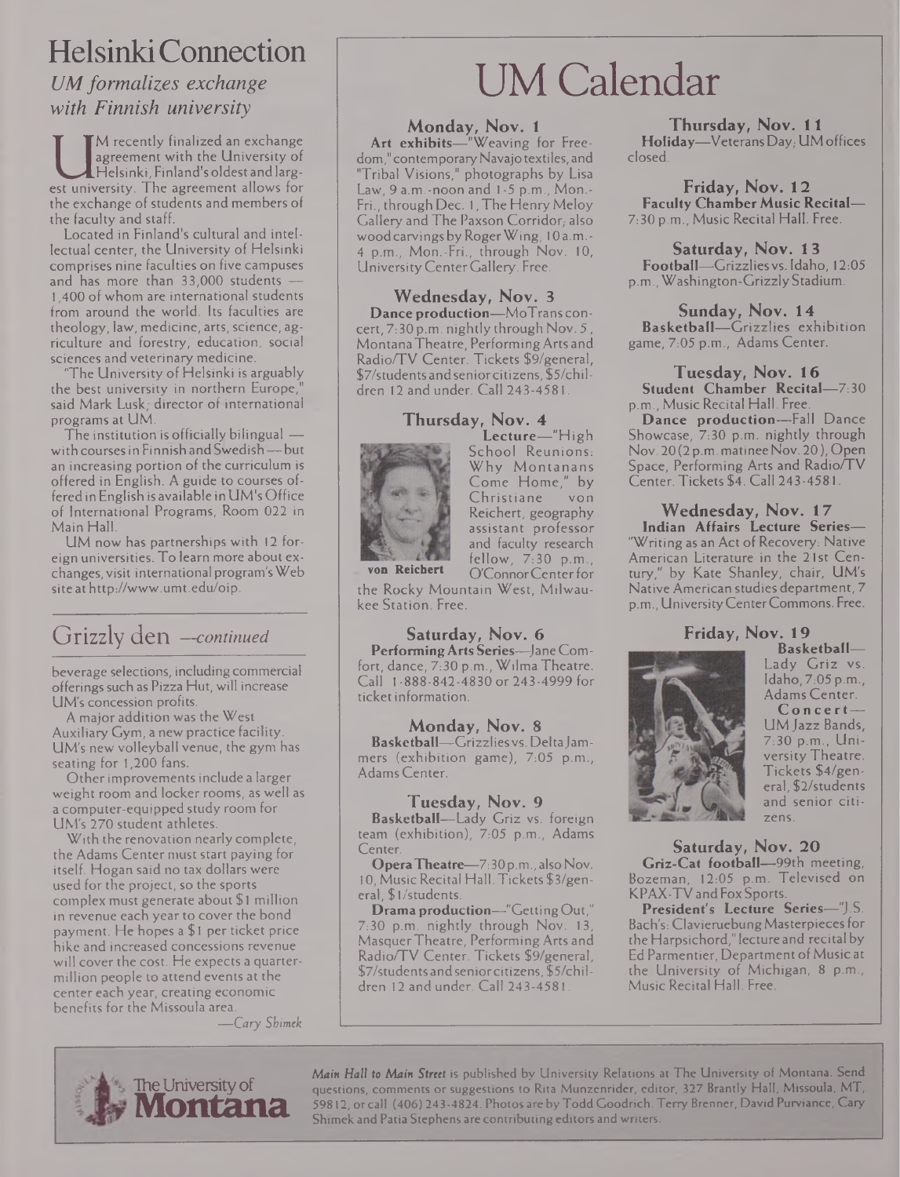# Helsinki Connection

### *UM formalizes exchange with Finnish university*

UM recently finalized an exchange agreement with the University of Helsinki, Finland's oldest and largest university. The agreement allows for the exchange of students and members of the faculty and staff.

Located in Finland's cultural and intellectual center, the University of Helsinki comprises nine faculties on five campuses and has more than 33,000 students — 1,400 of whom are international students from around the world. Its faculties are theology, law, medicine, arts, science, agriculture and forestry, education, social sciences and veterinary medicine.

"The University of Helsinki is arguably the best university in northern Europe," said Mark Lusk, director of international programs at UM.

The institution is officially bilingual — with courses in Finnish and Swedish — but an increasing portion of the curriculum is offered in English. A guide to courses offered in English is available in UM's Office of International Programs, Room 022 in Main Hall.

UM now has partnerships with 12 foreign universities. To learn more about exchanges, visit international program's Web site at http://www.umt.edu/oip.

## Grizzly den *—continued*

beverage selections, including commercial offerings such as Pizza Hut, will increase UM's concession profits.

A major addition was the West Auxiliary Gym, a new practice facility. UM's new volleyball venue, the gym has seating for 1,200 fans.

Other improvements include a larger weight room and locker rooms, as well as a computer-equipped study room for UM's 270 student athletes.

With the renovation nearly complete, the Adams Center must start paying for itself. Hogan said no tax dollars were used for the project, so the sports complex must generate about $1 million in revenue each year to cover the bond payment. He hopes a $1 per ticket price hike and increased concessions revenue will cover the cost. He expects a quarter-million people to attend events at the center each year, creating economic benefits for the Missoula area.

*—Cary Shimek*

# UM Calendar

### Monday, Nov. 1

**Art exhibits**—"Weaving for Freedom," contemporary Navajo textiles, and "Tribal Visions," photographs by Lisa Law, 9 a.m.-noon and 1-5 p.m., Mon.-Fri., through Dec. 1, The Henry Meloy Gallery and The Paxson Corridor; also wood carvings by Roger Wing, 10 a.m.-4 p.m., Mon.-Fri., through Nov. 10, University Center Gallery. Free.

### Wednesday, Nov. 3

**Dance production**—MoTrans concert, 7:30 p.m. nightly through Nov. 5, Montana Theatre, Performing Arts and Radio/TV Center. Tickets $9/general, $7/students and senior citizens, $5/children 12 and under. Call 243-4581.

### Thursday, Nov. 4

**Lecture**—"High School Reunions: Why Montanans Come Home," by Christiane von Reichert, geography assistant professor and faculty research fellow, 7:30 p.m., O'Connor Center for the Rocky Mountain West, Milwaukee Station. Free.

von Reichert

### Saturday, Nov. 6

**Performing Arts Series**—Jane Comfort, dance, 7:30 p.m., Wilma Theatre. Call 1-888-842-4830 or 243-4999 for ticket information.

### Monday, Nov. 8

**Basketball**—Grizzlies vs. Delta Jammers (exhibition game), 7:05 p.m., Adams Center.

### Tuesday, Nov. 9

**Basketball**—Lady Griz vs. foreign team (exhibition), 7:05 p.m., Adams Center.

**Opera Theatre**—7:30 p.m., also Nov. 10, Music Recital Hall. Tickets $3/general, $1/students.

**Drama production**—"Getting Out," 7:30 p.m. nightly through Nov. 13, Masquer Theatre, Performing Arts and Radio/TV Center. Tickets $9/general, $7/students and senior citizens, $5/children 12 and under. Call 243-4581.

### Thursday, Nov. 11

**Holiday**—Veterans Day; UM offices closed.

### Friday, Nov. 12

**Faculty Chamber Music Recital**—7:30 p.m., Music Recital Hall. Free.

### Saturday, Nov. 13

**Football**—Grizzlies vs. Idaho, 12:05 p.m., Washington-Grizzly Stadium.

### Sunday, Nov. 14

**Basketball**—Grizzlies exhibition game, 7:05 p.m., Adams Center.

### Tuesday, Nov. 16

**Student Chamber Recital**—7:30 p.m., Music Recital Hall. Free.

**Dance production**—Fall Dance Showcase, 7:30 p.m. nightly through Nov. 20 (2 p.m. matinee Nov. 20), Open Space, Performing Arts and Radio/TV Center. Tickets $4. Call 243-4581.

### Wednesday, Nov. 17

**Indian Affairs Lecture Series**—"Writing as an Act of Recovery: Native American Literature in the 21st Century," by Kate Shanley, chair, UM's Native American studies department, 7 p.m., University Center Commons. Free.

### Friday, Nov. 19

**Basketball**—Lady Griz vs. Idaho, 7:05 p.m., Adams Center.

**Concert**—UM Jazz Bands, 7:30 p.m., University Theatre. Tickets $4/general, $2/students and senior citizens.

### Saturday, Nov. 20

**Griz-Cat football**—99th meeting, Bozeman, 12:05 p.m. Televised on KPAX-TV and Fox Sports.

**President's Lecture Series**—"J.S. Bach's: Clavieruebung Masterpieces for the Harpsichord," lecture and recital by Ed Parmentier, Department of Music at the University of Michigan, 8 p.m., Music Recital Hall. Free.

---

The University of Montana

*Main Hall to Main Street* is published by University Relations at The University of Montana. Send questions, comments or suggestions to Rita Munzenrider, editor, 327 Brantly Hall, Missoula, MT, 59812, or call (406) 243-4824. Photos are by Todd Goodrich. Terry Brenner, David Purviance, Cary Shimek and Patia Stephens are contributing editors and writers.